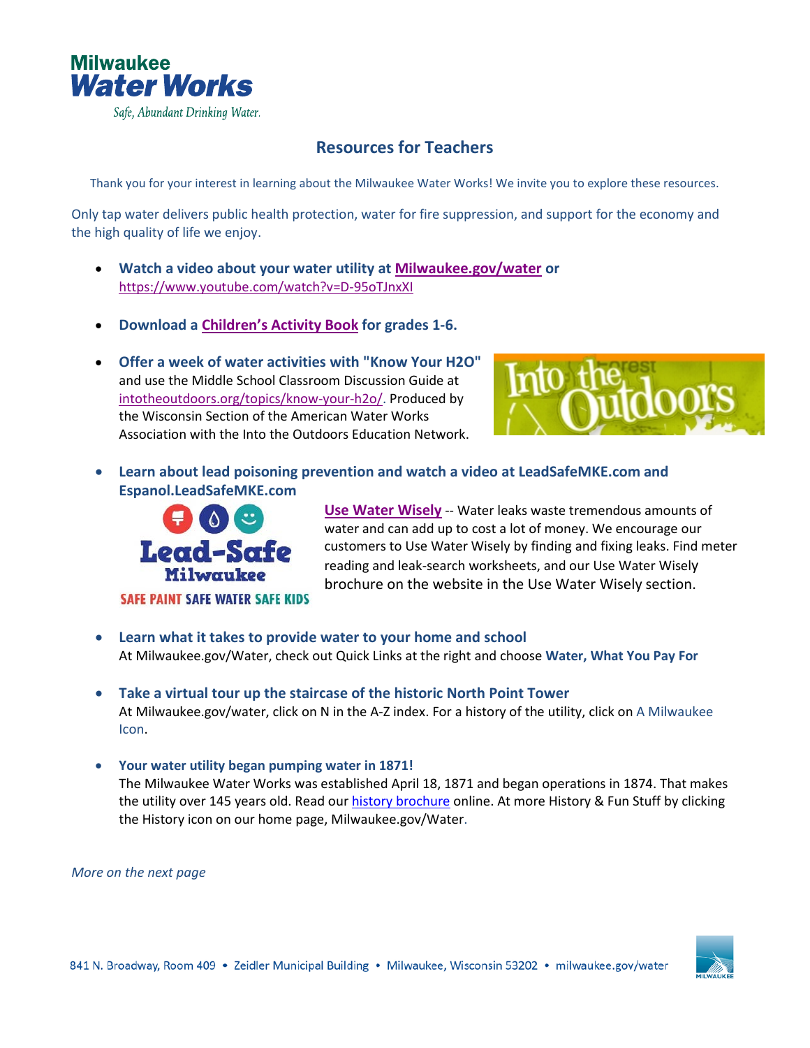Milwaukee Water Works

*Safe, Abundant Drinking Water.*

## Resources for Teachers

Thank you for your interest in learning about the Milwaukee Water Works! We invite you to explore these resources.

Only tap water delivers public health protection, water for fire suppression, and support for the economy and the high quality of life we enjoy.

- **Watch a video about your water utility at Milwaukee.gov/water or** https://www.youtube.com/watch?v=D-95oTJnxXI

- **Download a Children's Activity Book for grades 1-6.**

- **Offer a week of water activities with "Know Your H2O"** and use the Middle School Classroom Discussion Guide at intotheoutdoors.org/topics/know-your-h2o/. Produced by the Wisconsin Section of the American Water Works Association with the Into the Outdoors Education Network.

- **Learn about lead poisoning prevention and watch a video at LeadSafeMKE.com and Espanol.LeadSafeMKE.com**

  **Use Water Wisely** -- Water leaks waste tremendous amounts of water and can add up to cost a lot of money. We encourage our customers to Use Water Wisely by finding and fixing leaks. Find meter reading and leak-search worksheets, and our Use Water Wisely brochure on the website in the Use Water Wisely section.

- **Learn what it takes to provide water to your home and school**
  At Milwaukee.gov/Water, check out Quick Links at the right and choose **Water, What You Pay For**

- **Take a virtual tour up the staircase of the historic North Point Tower**
  At Milwaukee.gov/water, click on N in the A-Z index. For a history of the utility, click on A Milwaukee Icon.

- **Your water utility began pumping water in 1871!**
  The Milwaukee Water Works was established April 18, 1871 and began operations in 1874. That makes the utility over 145 years old. Read our history brochure online. At more History & Fun Stuff by clicking the History icon on our home page, Milwaukee.gov/Water.

*More on the next page*

841 N. Broadway, Room 409 • Zeidler Municipal Building • Milwaukee, Wisconsin 53202 • milwaukee.gov/water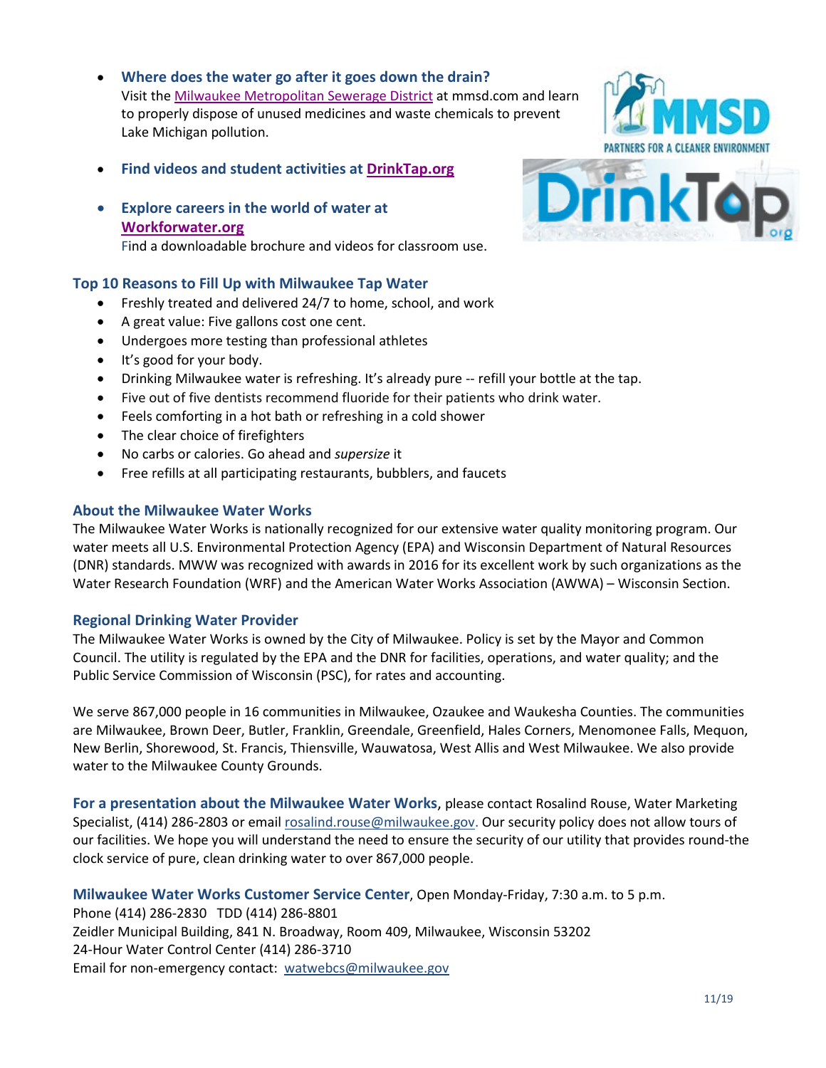- **Where does the water go after it goes down the drain?**
  Visit the Milwaukee Metropolitan Sewerage District at mmsd.com and learn to properly dispose of unused medicines and waste chemicals to prevent Lake Michigan pollution.

- **Find videos and student activities at DrinkTap.org**

- **Explore careers in the world of water at Workforwater.org**
  Find a downloadable brochure and videos for classroom use.

### Top 10 Reasons to Fill Up with Milwaukee Tap Water

- Freshly treated and delivered 24/7 to home, school, and work
- A great value: Five gallons cost one cent.
- Undergoes more testing than professional athletes
- It's good for your body.
- Drinking Milwaukee water is refreshing. It's already pure -- refill your bottle at the tap.
- Five out of five dentists recommend fluoride for their patients who drink water.
- Feels comforting in a hot bath or refreshing in a cold shower
- The clear choice of firefighters
- No carbs or calories. Go ahead and *supersize* it
- Free refills at all participating restaurants, bubblers, and faucets

### About the Milwaukee Water Works

The Milwaukee Water Works is nationally recognized for our extensive water quality monitoring program. Our water meets all U.S. Environmental Protection Agency (EPA) and Wisconsin Department of Natural Resources (DNR) standards. MWW was recognized with awards in 2016 for its excellent work by such organizations as the Water Research Foundation (WRF) and the American Water Works Association (AWWA) – Wisconsin Section.

### Regional Drinking Water Provider

The Milwaukee Water Works is owned by the City of Milwaukee. Policy is set by the Mayor and Common Council. The utility is regulated by the EPA and the DNR for facilities, operations, and water quality; and the Public Service Commission of Wisconsin (PSC), for rates and accounting.

We serve 867,000 people in 16 communities in Milwaukee, Ozaukee and Waukesha Counties. The communities are Milwaukee, Brown Deer, Butler, Franklin, Greendale, Greenfield, Hales Corners, Menomonee Falls, Mequon, New Berlin, Shorewood, St. Francis, Thiensville, Wauwatosa, West Allis and West Milwaukee. We also provide water to the Milwaukee County Grounds.

**For a presentation about the Milwaukee Water Works**, please contact Rosalind Rouse, Water Marketing Specialist, (414) 286-2803 or email rosalind.rouse@milwaukee.gov. Our security policy does not allow tours of our facilities. We hope you will understand the need to ensure the security of our utility that provides round-the clock service of pure, clean drinking water to over 867,000 people.

**Milwaukee Water Works Customer Service Center**, Open Monday-Friday, 7:30 a.m. to 5 p.m.
Phone (414) 286-2830 TDD (414) 286-8801
Zeidler Municipal Building, 841 N. Broadway, Room 409, Milwaukee, Wisconsin 53202
24-Hour Water Control Center (414) 286-3710
Email for non-emergency contact: watwebcs@milwaukee.gov